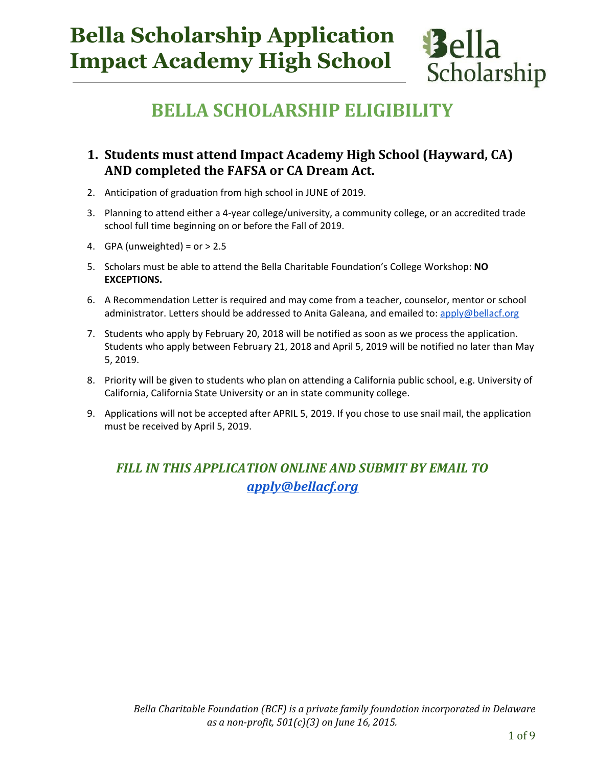# Bella Scholarship Application Impact Academy High School

Bella Scholarship

## BELLA SCHOLARSHIP ELIGIBILITY

1. **Students must attend Impact Academy High School (Hayward, CA) AND completed the FAFSA or CA Dream Act.**
2. Anticipation of graduation from high school in JUNE of 2019.
3. Planning to attend either a 4-year college/university, a community college, or an accredited trade school full time beginning on or before the Fall of 2019.
4. GPA (unweighted) = or > 2.5
5. Scholars must be able to attend the Bella Charitable Foundation's College Workshop: **NO EXCEPTIONS.**
6. A Recommendation Letter is required and may come from a teacher, counselor, mentor or school administrator. Letters should be addressed to Anita Galeana, and emailed to: apply@bellacf.org
7. Students who apply by February 20, 2018 will be notified as soon as we process the application. Students who apply between February 21, 2018 and April 5, 2019 will be notified no later than May 5, 2019.
8. Priority will be given to students who plan on attending a California public school, e.g. University of California, California State University or an in state community college.
9. Applications will not be accepted after APRIL 5, 2019. If you chose to use snail mail, the application must be received by April 5, 2019.

***FILL IN THIS APPLICATION ONLINE AND SUBMIT BY EMAIL TO apply@bellacf.org***

*Bella Charitable Foundation (BCF) is a private family foundation incorporated in Delaware as a non-profit, 501(c)(3) on June 16, 2015.*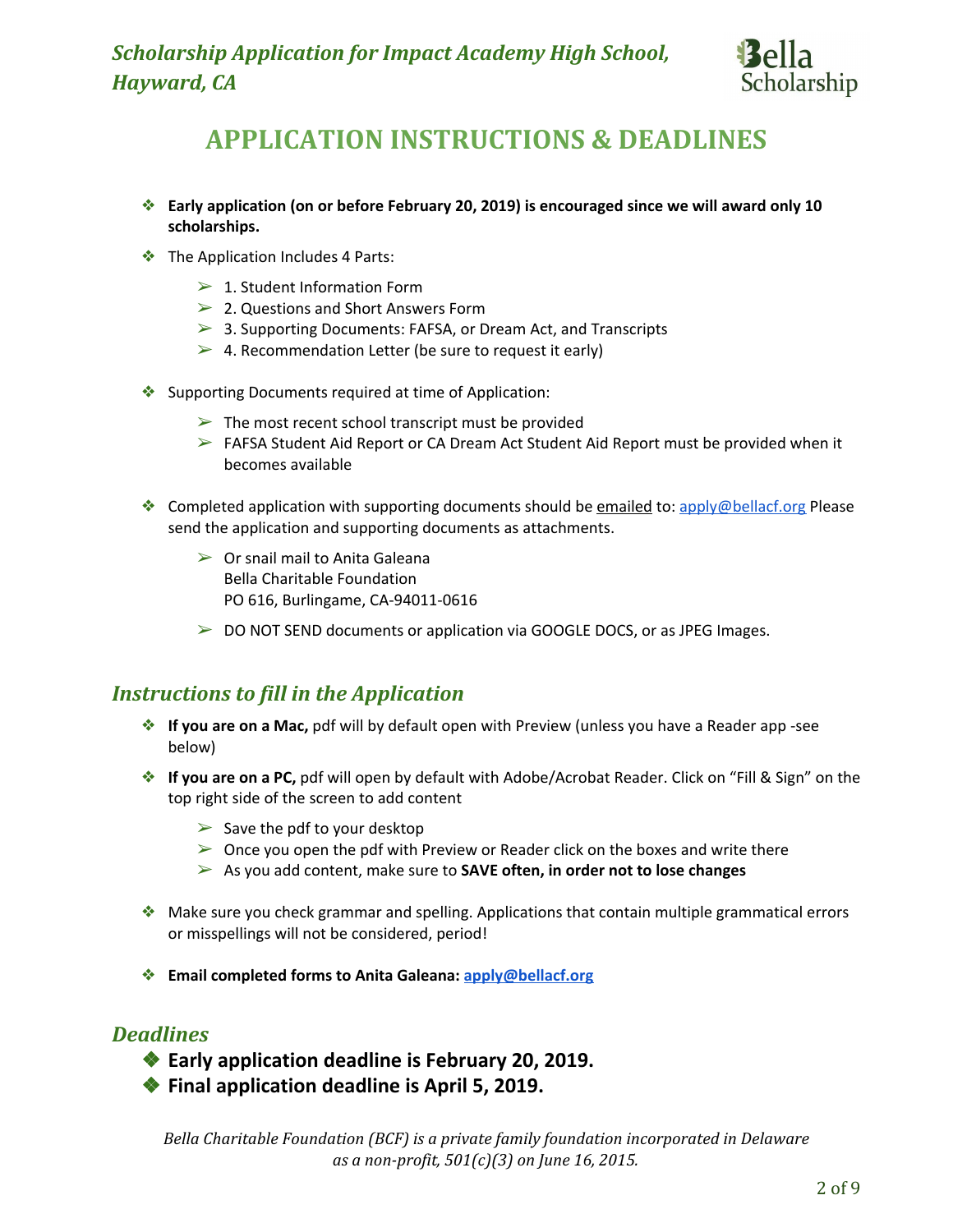*Scholarship Application for Impact Academy High School, Hayward, CA*

Bella Scholarship

# APPLICATION INSTRUCTIONS & DEADLINES

- **Early application (on or before February 20, 2019) is encouraged since we will award only 10 scholarships.**
- The Application Includes 4 Parts:
  - 1. Student Information Form
  - 2. Questions and Short Answers Form
  - 3. Supporting Documents: FAFSA, or Dream Act, and Transcripts
  - 4. Recommendation Letter (be sure to request it early)
- Supporting Documents required at time of Application:
  - The most recent school transcript must be provided
  - FAFSA Student Aid Report or CA Dream Act Student Aid Report must be provided when it becomes available
- Completed application with supporting documents should be emailed to: apply@bellacf.org Please send the application and supporting documents as attachments.
  - Or snail mail to Anita Galeana
    Bella Charitable Foundation
    PO 616, Burlingame, CA-94011-0616
  - DO NOT SEND documents or application via GOOGLE DOCS, or as JPEG Images.

## *Instructions to fill in the Application*

- **If you are on a Mac,** pdf will by default open with Preview (unless you have a Reader app -see below)
- **If you are on a PC,** pdf will open by default with Adobe/Acrobat Reader. Click on "Fill & Sign" on the top right side of the screen to add content
  - Save the pdf to your desktop
  - Once you open the pdf with Preview or Reader click on the boxes and write there
  - As you add content, make sure to **SAVE often, in order not to lose changes**
- Make sure you check grammar and spelling. Applications that contain multiple grammatical errors or misspellings will not be considered, period!
- **Email completed forms to Anita Galeana: apply@bellacf.org**

## *Deadlines*

- **Early application deadline is February 20, 2019.**
- **Final application deadline is April 5, 2019.**

*Bella Charitable Foundation (BCF) is a private family foundation incorporated in Delaware as a non-profit, 501(c)(3) on June 16, 2015.*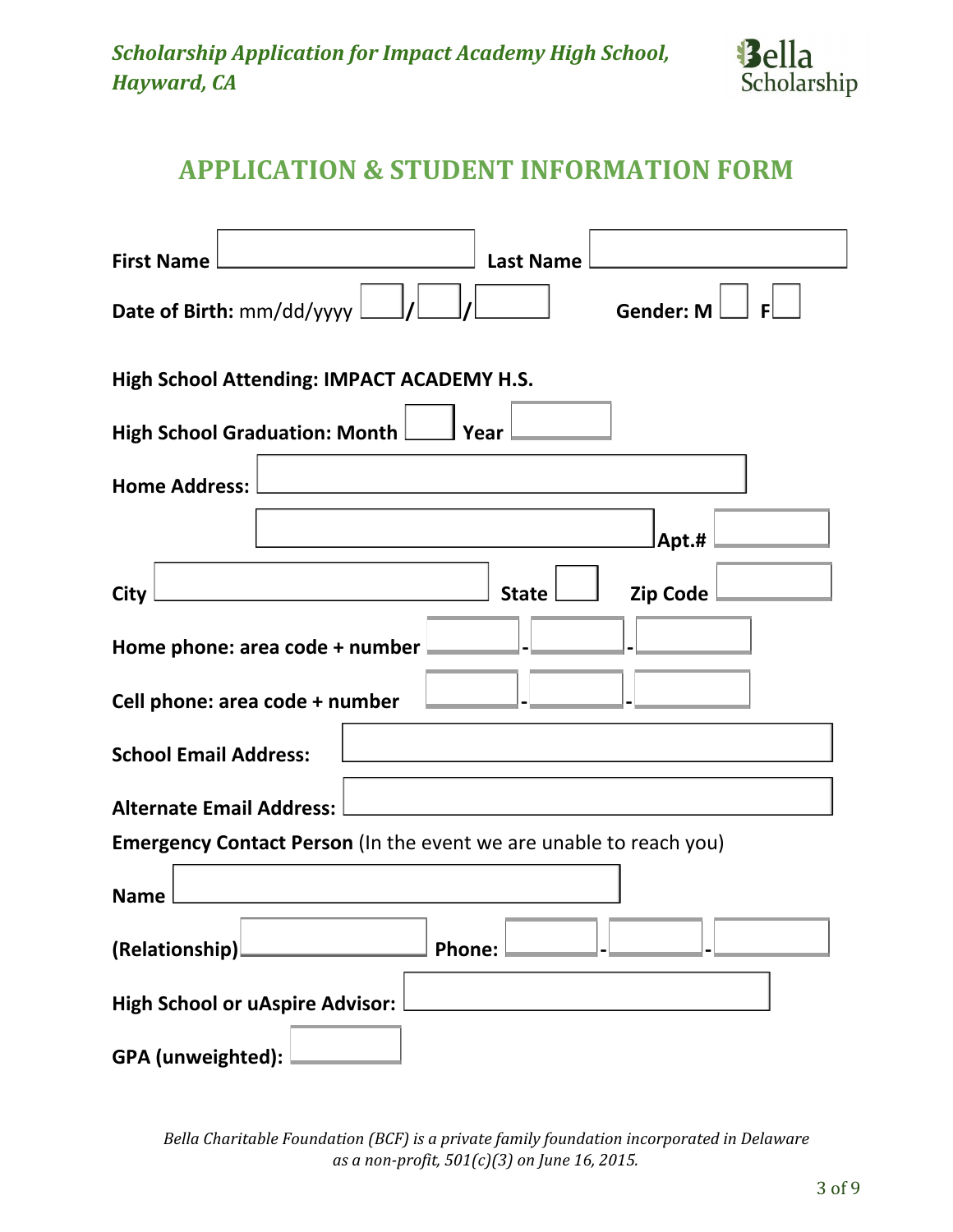## APPLICATION & STUDENT INFORMATION FORM

**First Name** ____________________ **Last Name** ____________________

**Date of Birth:** mm/dd/yyyy ____/____/________ **Gender: M** ☐ **F** ☐

**High School Attending: IMPACT ACADEMY H.S.**

**High School Graduation: Month** ______ **Year** ________

**Home Address:** ________________________________________

________________________________________ **Apt.#** ________

**City** ____________________ **State** ____ **Zip Code** ________

**Home phone: area code + number** ______-______-______

**Cell phone: area code + number** ______-______-______

**School Email Address:** ________________________________________

**Alternate Email Address:** ________________________________________

**Emergency Contact Person** (In the event we are unable to reach you)

**Name** ________________________________________

**(Relationship)** ____________________ **Phone:** ______-______-______

**High School or uAspire Advisor:** ________________________________________

**GPA (unweighted):** ________

*Bella Charitable Foundation (BCF) is a private family foundation incorporated in Delaware as a non-profit, 501(c)(3) on June 16, 2015.*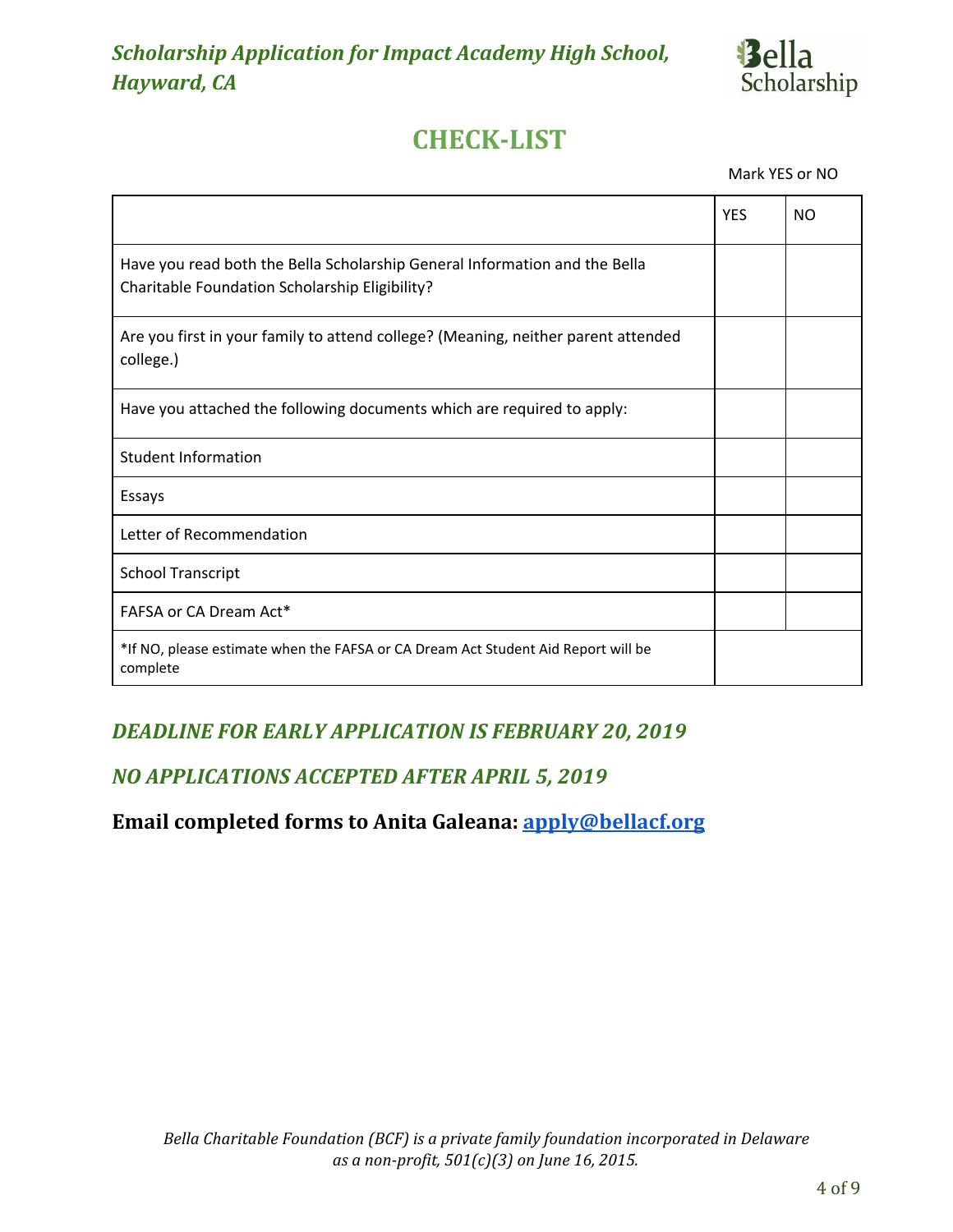*Scholarship Application for Impact Academy High School, Hayward, CA*

Bella Scholarship

# CHECK-LIST

Mark YES or NO

| | YES | NO |
|---|---|---|
| Have you read both the Bella Scholarship General Information and the Bella Charitable Foundation Scholarship Eligibility? | | |
| Are you first in your family to attend college? (Meaning, neither parent attended college.) | | |
| Have you attached the following documents which are required to apply: | | |
| Student Information | | |
| Essays | | |
| Letter of Recommendation | | |
| School Transcript | | |
| FAFSA or CA Dream Act* | | |
| *If NO, please estimate when the FAFSA or CA Dream Act Student Aid Report will be complete | | |

***DEADLINE FOR EARLY APPLICATION IS FEBRUARY 20, 2019***

***NO APPLICATIONS ACCEPTED AFTER APRIL 5, 2019***

**Email completed forms to Anita Galeana: apply@bellacf.org**

*Bella Charitable Foundation (BCF) is a private family foundation incorporated in Delaware as a non-profit, 501(c)(3) on June 16, 2015.*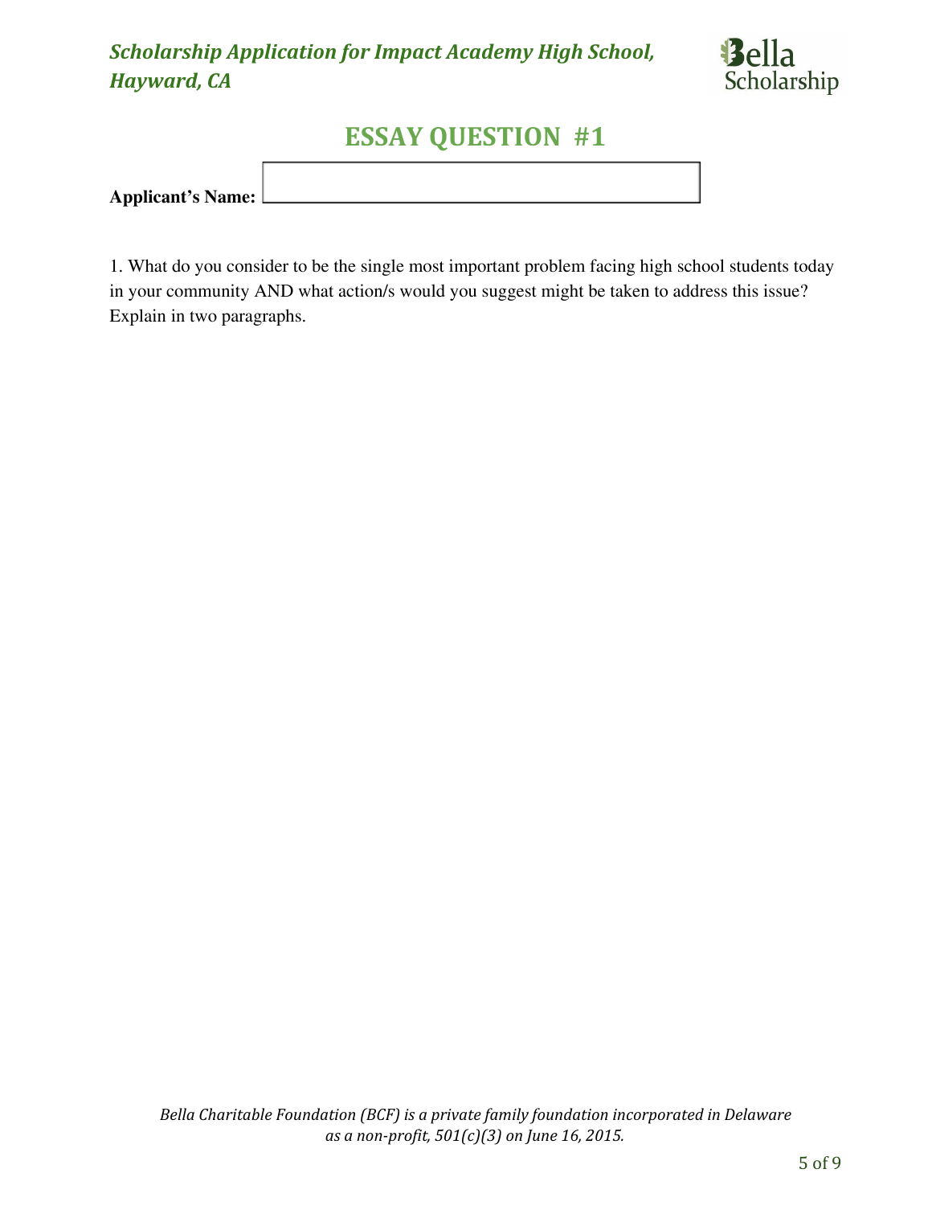*Scholarship Application for Impact Academy High School, Hayward, CA*

Bella Scholarship

## ESSAY QUESTION #1

**Applicant's Name:**

1. What do you consider to be the single most important problem facing high school students today in your community AND what action/s would you suggest might be taken to address this issue? Explain in two paragraphs.

*Bella Charitable Foundation (BCF) is a private family foundation incorporated in Delaware as a non-profit, 501(c)(3) on June 16, 2015.*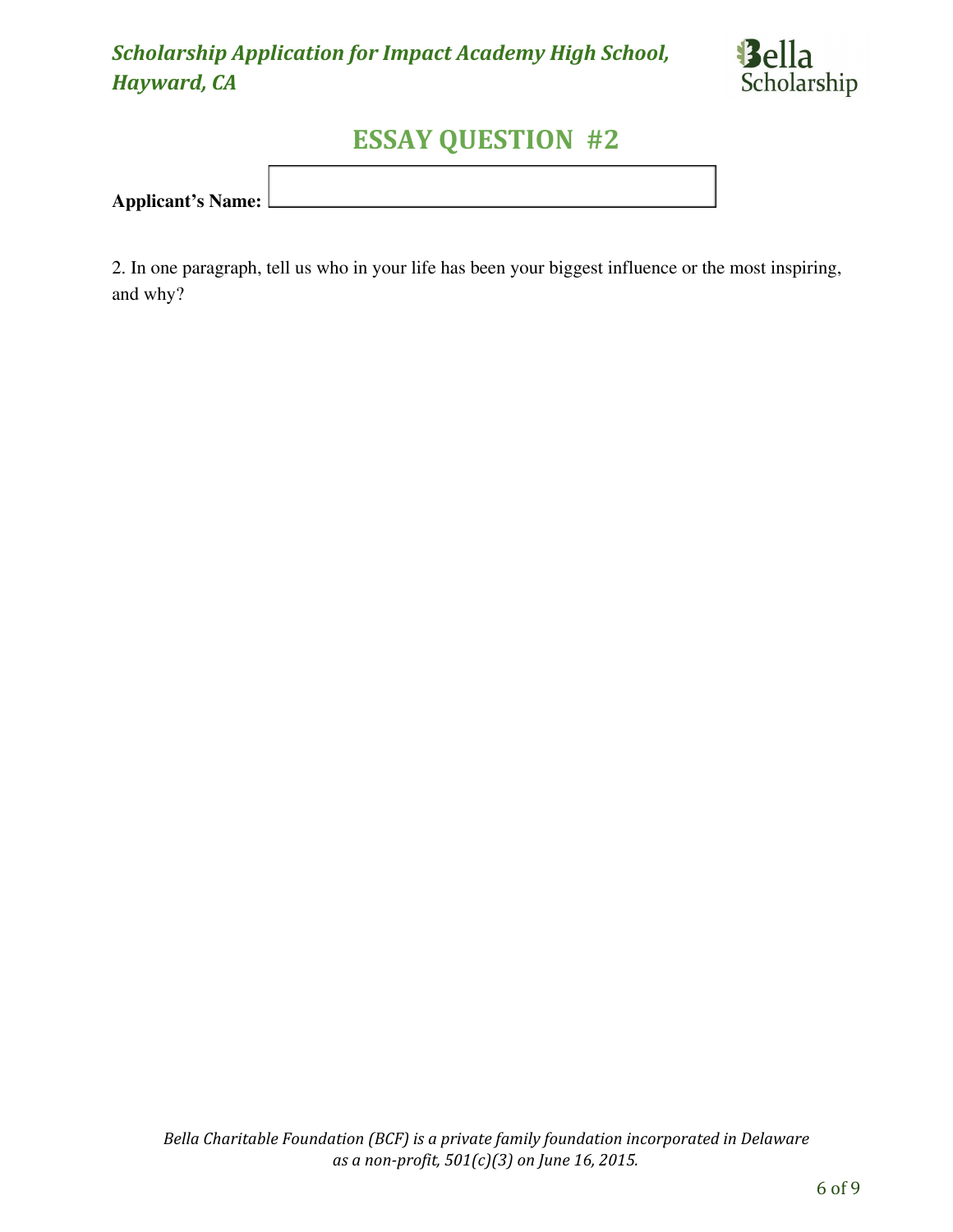# ESSAY QUESTION #2

**Applicant's Name:**

2. In one paragraph, tell us who in your life has been your biggest influence or the most inspiring, and why?

*Bella Charitable Foundation (BCF) is a private family foundation incorporated in Delaware as a non-profit, 501(c)(3) on June 16, 2015.*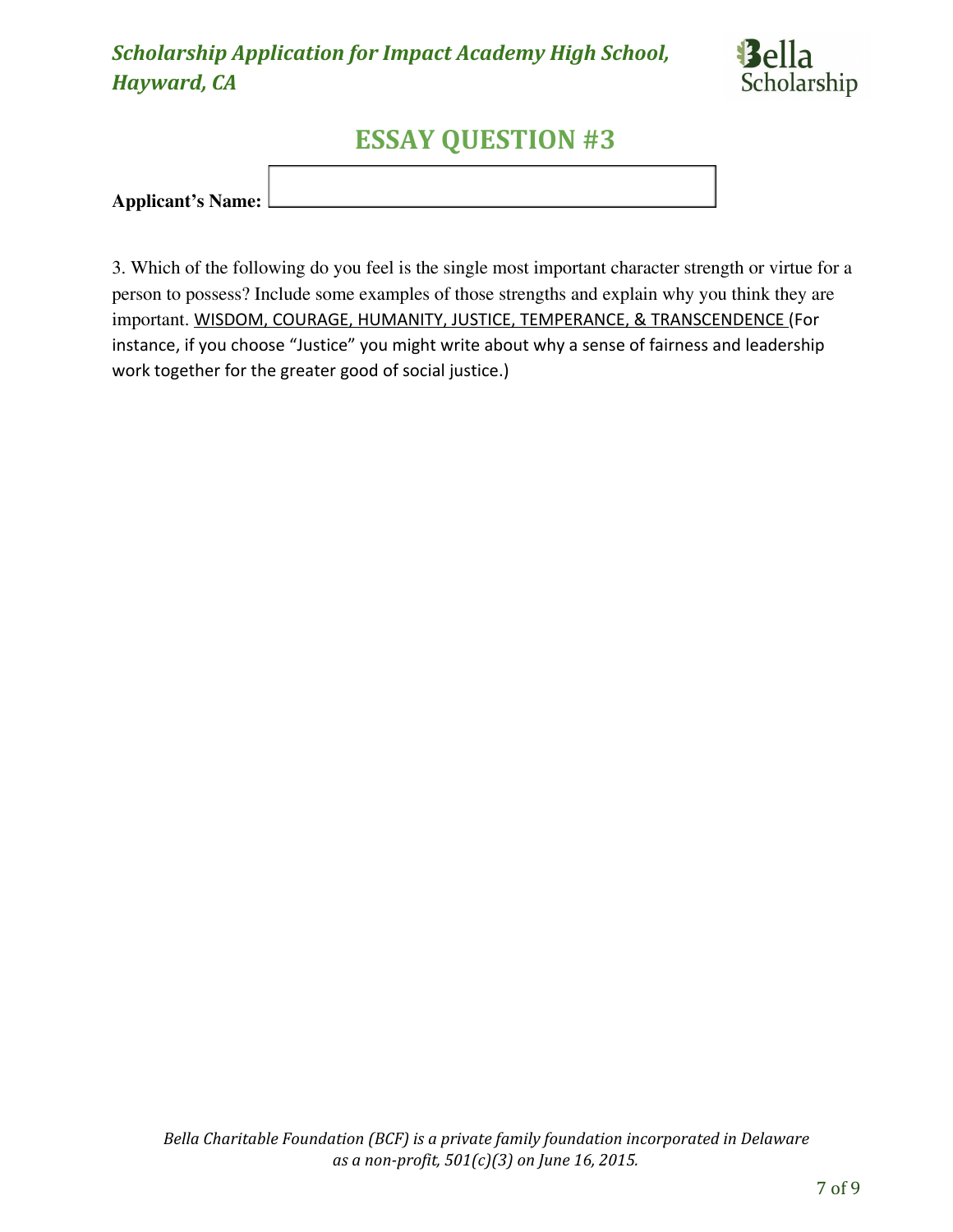*Scholarship Application for Impact Academy High School, Hayward, CA*

Bella Scholarship

# ESSAY QUESTION #3

**Applicant's Name:**

3. Which of the following do you feel is the single most important character strength or virtue for a person to possess? Include some examples of those strengths and explain why you think they are important. <u>WISDOM, COURAGE, HUMANITY, JUSTICE, TEMPERANCE, & TRANSCENDENCE</u> (For instance, if you choose "Justice" you might write about why a sense of fairness and leadership work together for the greater good of social justice.)

*Bella Charitable Foundation (BCF) is a private family foundation incorporated in Delaware as a non-profit, 501(c)(3) on June 16, 2015.*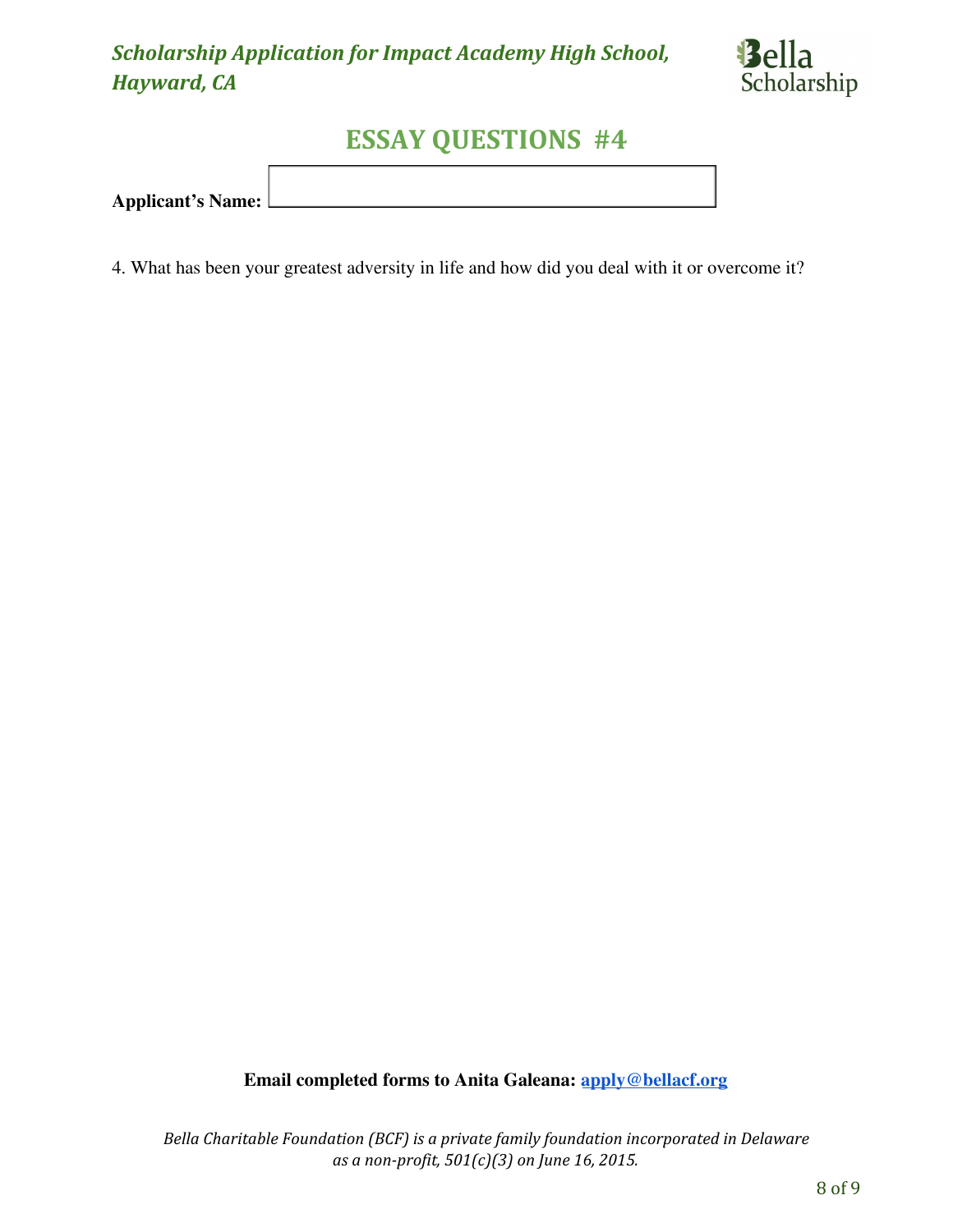# ESSAY QUESTIONS #4

**Applicant's Name:** 

4. What has been your greatest adversity in life and how did you deal with it or overcome it?

**Email completed forms to Anita Galeana: apply@bellacf.org**

*Bella Charitable Foundation (BCF) is a private family foundation incorporated in Delaware as a non-profit, 501(c)(3) on June 16, 2015.*